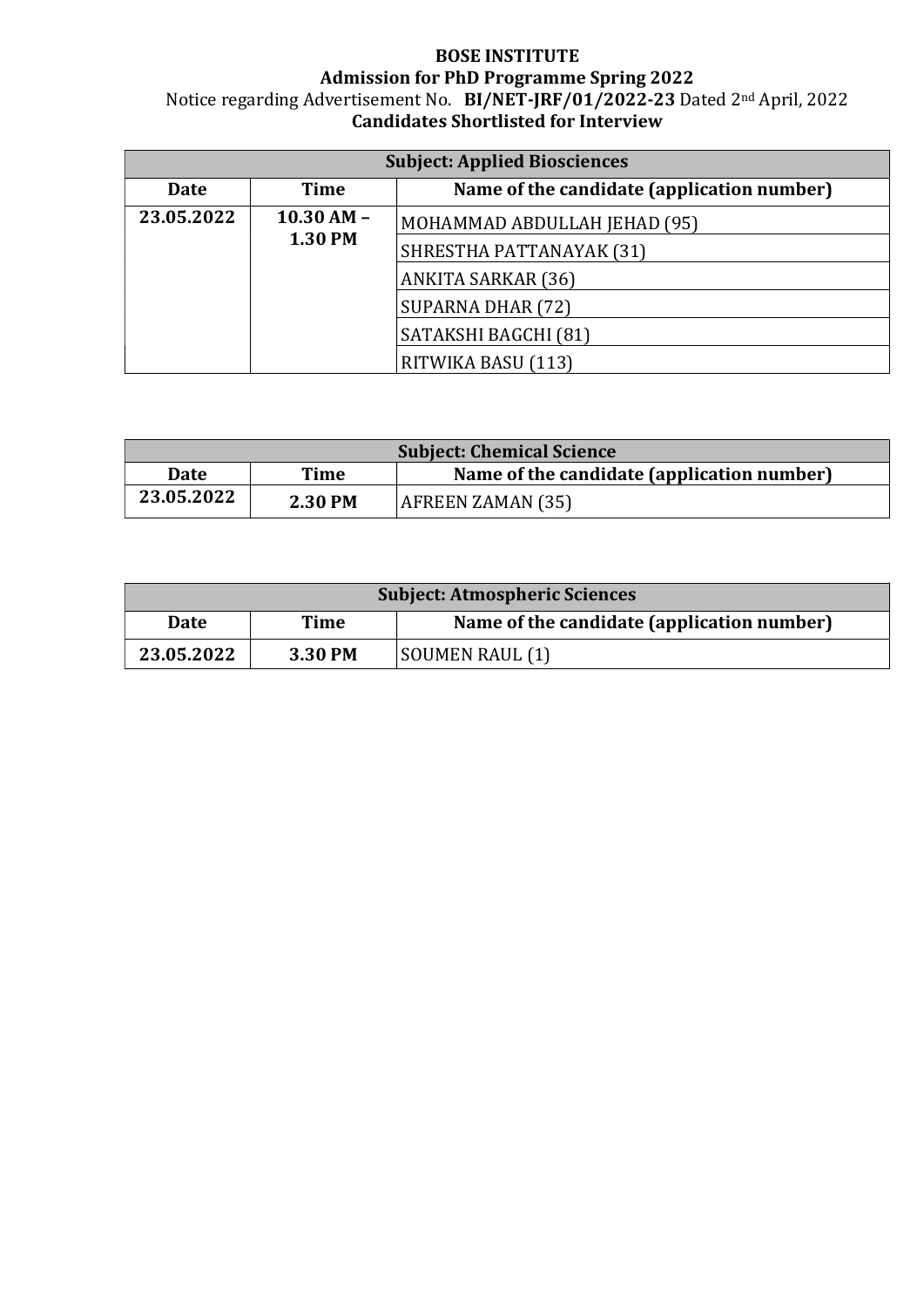**BOSE INSTITUTE**

**Admission for PhD Programme Spring 2022**

Notice regarding Advertisement No. **BI/NET-JRF/01/2022-23** Dated 2nd April, 2022

**Candidates Shortlisted for Interview**

| **Subject: Applied Biosciences** | | |
|---|---|---|
| **Date** | **Time** | **Name of the candidate (application number)** |
| **23.05.2022** | **10.30 AM – 1.30 PM** | MOHAMMAD ABDULLAH JEHAD (95) |
| | | SHRESTHA PATTANAYAK (31) |
| | | ANKITA SARKAR (36) |
| | | SUPARNA DHAR (72) |
| | | SATAKSHI BAGCHI (81) |
| | | RITWIKA BASU (113) |

| **Subject: Chemical Science** | | |
|---|---|---|
| **Date** | **Time** | **Name of the candidate (application number)** |
| **23.05.2022** | **2.30 PM** | AFREEN ZAMAN (35) |

| **Subject: Atmospheric Sciences** | | |
|---|---|---|
| **Date** | **Time** | **Name of the candidate (application number)** |
| **23.05.2022** | **3.30 PM** | SOUMEN RAUL (1) |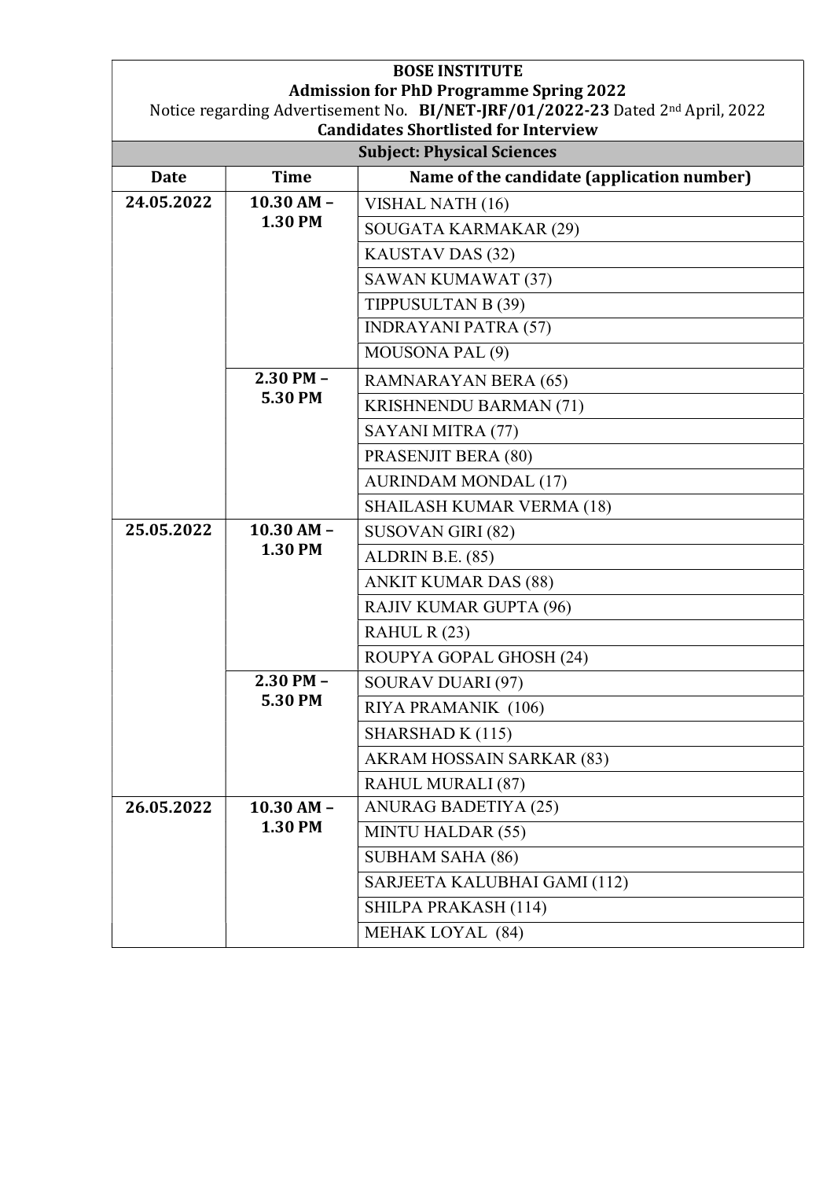**BOSE INSTITUTE**

**Admission for PhD Programme Spring 2022**

Notice regarding Advertisement No. **BI/NET-JRF/01/2022-23** Dated 2nd April, 2022

**Candidates Shortlisted for Interview**

**Subject: Physical Sciences**

| Date | Time | Name of the candidate (application number) |
|---|---|---|
| 24.05.2022 | 10.30 AM – 1.30 PM | VISHAL NATH (16) |
| | | SOUGATA KARMAKAR (29) |
| | | KAUSTAV DAS (32) |
| | | SAWAN KUMAWAT (37) |
| | | TIPPUSULTAN B (39) |
| | | INDRAYANI PATRA (57) |
| | | MOUSONA PAL (9) |
| | 2.30 PM – 5.30 PM | RAMNARAYAN BERA (65) |
| | | KRISHNENDU BARMAN (71) |
| | | SAYANI MITRA (77) |
| | | PRASENJIT BERA (80) |
| | | AURINDAM MONDAL (17) |
| | | SHAILASH KUMAR VERMA (18) |
| 25.05.2022 | 10.30 AM – 1.30 PM | SUSOVAN GIRI (82) |
| | | ALDRIN B.E. (85) |
| | | ANKIT KUMAR DAS (88) |
| | | RAJIV KUMAR GUPTA (96) |
| | | RAHUL R (23) |
| | | ROUPYA GOPAL GHOSH (24) |
| | 2.30 PM – 5.30 PM | SOURAV DUARI (97) |
| | | RIYA PRAMANIK (106) |
| | | SHARSHAD K (115) |
| | | AKRAM HOSSAIN SARKAR (83) |
| | | RAHUL MURALI (87) |
| 26.05.2022 | 10.30 AM – 1.30 PM | ANURAG BADETIYA (25) |
| | | MINTU HALDAR (55) |
| | | SUBHAM SAHA (86) |
| | | SARJEETA KALUBHAI GAMI (112) |
| | | SHILPA PRAKASH (114) |
| | | MEHAK LOYAL (84) |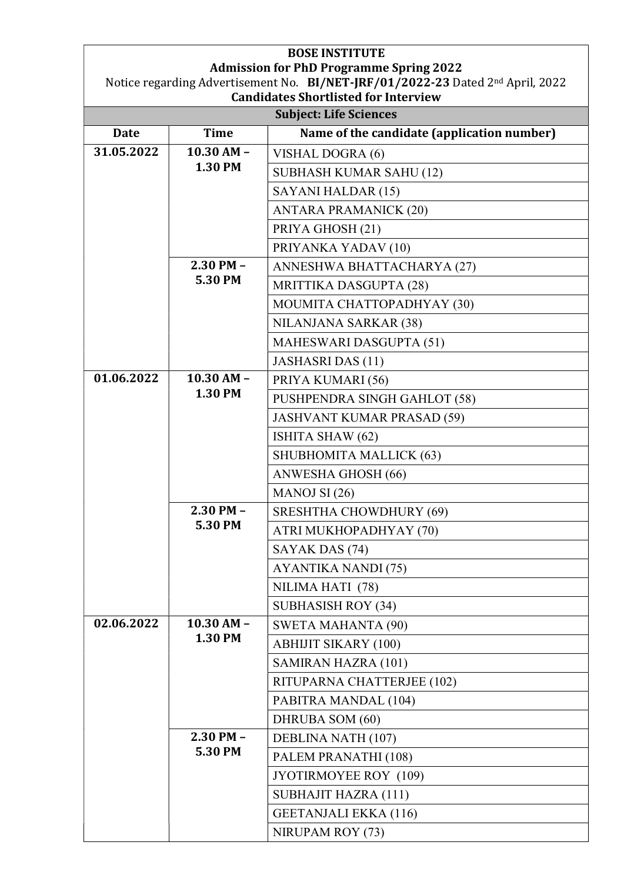**BOSE INSTITUTE**

**Admission for PhD Programme Spring 2022**

Notice regarding Advertisement No. **BI/NET-JRF/01/2022-23** Dated 2nd April, 2022

**Candidates Shortlisted for Interview**

**Subject: Life Sciences**

| Date | Time | Name of the candidate (application number) |
|---|---|---|
| 31.05.2022 | 10.30 AM – 1.30 PM | VISHAL DOGRA (6) |
| | | SUBHASH KUMAR SAHU (12) |
| | | SAYANI HALDAR (15) |
| | | ANTARA PRAMANICK (20) |
| | | PRIYA GHOSH (21) |
| | | PRIYANKA YADAV (10) |
| | 2.30 PM – 5.30 PM | ANNESHWA BHATTACHARYA (27) |
| | | MRITTIKA DASGUPTA (28) |
| | | MOUMITA CHATTOPADHYAY (30) |
| | | NILANJANA SARKAR (38) |
| | | MAHESWARI DASGUPTA (51) |
| | | JASHASRI DAS (11) |
| 01.06.2022 | 10.30 AM – 1.30 PM | PRIYA KUMARI (56) |
| | | PUSHPENDRA SINGH GAHLOT (58) |
| | | JASHVANT KUMAR PRASAD (59) |
| | | ISHITA SHAW (62) |
| | | SHUBHOMITA MALLICK (63) |
| | | ANWESHA GHOSH (66) |
| | | MANOJ SI (26) |
| | 2.30 PM – 5.30 PM | SRESHTHA CHOWDHURY (69) |
| | | ATRI MUKHOPADHYAY (70) |
| | | SAYAK DAS (74) |
| | | AYANTIKA NANDI (75) |
| | | NILIMA HATI (78) |
| | | SUBHASISH ROY (34) |
| 02.06.2022 | 10.30 AM – 1.30 PM | SWETA MAHANTA (90) |
| | | ABHIJIT SIKARY (100) |
| | | SAMIRAN HAZRA (101) |
| | | RITUPARNA CHATTERJEE (102) |
| | | PABITRA MANDAL (104) |
| | | DHRUBA SOM (60) |
| | 2.30 PM – 5.30 PM | DEBLINA NATH (107) |
| | | PALEM PRANATHI (108) |
| | | JYOTIRMOYEE ROY (109) |
| | | SUBHAJIT HAZRA (111) |
| | | GEETANJALI EKKA (116) |
| | | NIRUPAM ROY (73) |